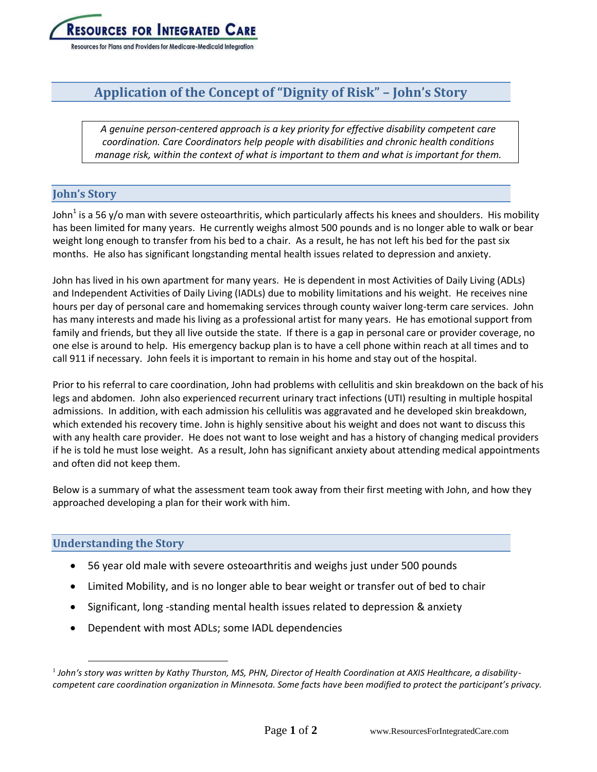# Application of the Concept of "Dignity of Risk" – John's Story

> *A genuine person-centered approach is a key priority for effective disability competent care coordination. Care Coordinators help people with disabilities and chronic health conditions manage risk, within the context of what is important to them and what is important for them.*

## John's Story

John[1] is a 56 y/o man with severe osteoarthritis, which particularly affects his knees and shoulders. His mobility has been limited for many years. He currently weighs almost 500 pounds and is no longer able to walk or bear weight long enough to transfer from his bed to a chair. As a result, he has not left his bed for the past six months. He also has significant longstanding mental health issues related to depression and anxiety.

John has lived in his own apartment for many years. He is dependent in most Activities of Daily Living (ADLs) and Independent Activities of Daily Living (IADLs) due to mobility limitations and his weight. He receives nine hours per day of personal care and homemaking services through county waiver long-term care services. John has many interests and made his living as a professional artist for many years. He has emotional support from family and friends, but they all live outside the state. If there is a gap in personal care or provider coverage, no one else is around to help. His emergency backup plan is to have a cell phone within reach at all times and to call 911 if necessary. John feels it is important to remain in his home and stay out of the hospital.

Prior to his referral to care coordination, John had problems with cellulitis and skin breakdown on the back of his legs and abdomen. John also experienced recurrent urinary tract infections (UTI) resulting in multiple hospital admissions. In addition, with each admission his cellulitis was aggravated and he developed skin breakdown, which extended his recovery time. John is highly sensitive about his weight and does not want to discuss this with any health care provider. He does not want to lose weight and has a history of changing medical providers if he is told he must lose weight. As a result, John has significant anxiety about attending medical appointments and often did not keep them.

Below is a summary of what the assessment team took away from their first meeting with John, and how they approached developing a plan for their work with him.

## Understanding the Story

- 56 year old male with severe osteoarthritis and weighs just under 500 pounds
- Limited Mobility, and is no longer able to bear weight or transfer out of bed to chair
- Significant, long -standing mental health issues related to depression & anxiety
- Dependent with most ADLs; some IADL dependencies

---

[1] *John's story was written by Kathy Thurston, MS, PHN, Director of Health Coordination at AXIS Healthcare, a disability-competent care coordination organization in Minnesota. Some facts have been modified to protect the participant's privacy.*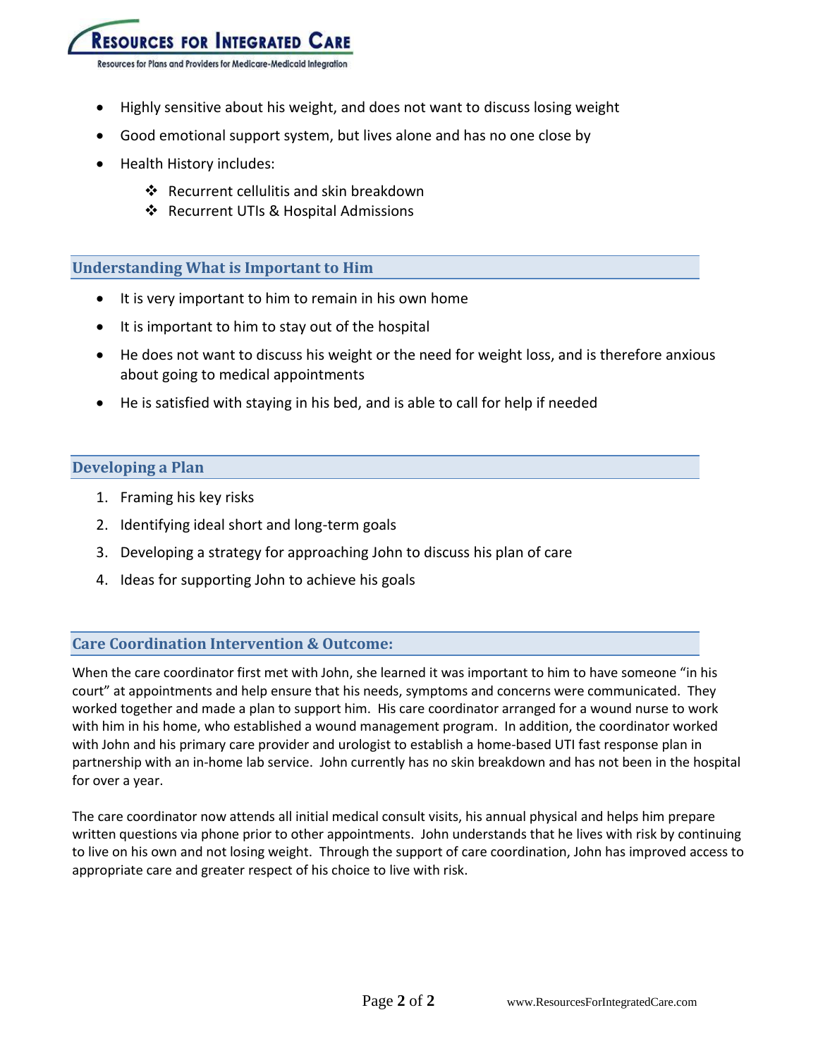- Highly sensitive about his weight, and does not want to discuss losing weight
- Good emotional support system, but lives alone and has no one close by
- Health History includes:
  - Recurrent cellulitis and skin breakdown
  - Recurrent UTIs & Hospital Admissions

## Understanding What is Important to Him

- It is very important to him to remain in his own home
- It is important to him to stay out of the hospital
- He does not want to discuss his weight or the need for weight loss, and is therefore anxious about going to medical appointments
- He is satisfied with staying in his bed, and is able to call for help if needed

## Developing a Plan

1. Framing his key risks
2. Identifying ideal short and long-term goals
3. Developing a strategy for approaching John to discuss his plan of care
4. Ideas for supporting John to achieve his goals

## Care Coordination Intervention & Outcome:

When the care coordinator first met with John, she learned it was important to him to have someone "in his court" at appointments and help ensure that his needs, symptoms and concerns were communicated. They worked together and made a plan to support him. His care coordinator arranged for a wound nurse to work with him in his home, who established a wound management program. In addition, the coordinator worked with John and his primary care provider and urologist to establish a home-based UTI fast response plan in partnership with an in-home lab service. John currently has no skin breakdown and has not been in the hospital for over a year.

The care coordinator now attends all initial medical consult visits, his annual physical and helps him prepare written questions via phone prior to other appointments. John understands that he lives with risk by continuing to live on his own and not losing weight. Through the support of care coordination, John has improved access to appropriate care and greater respect of his choice to live with risk.